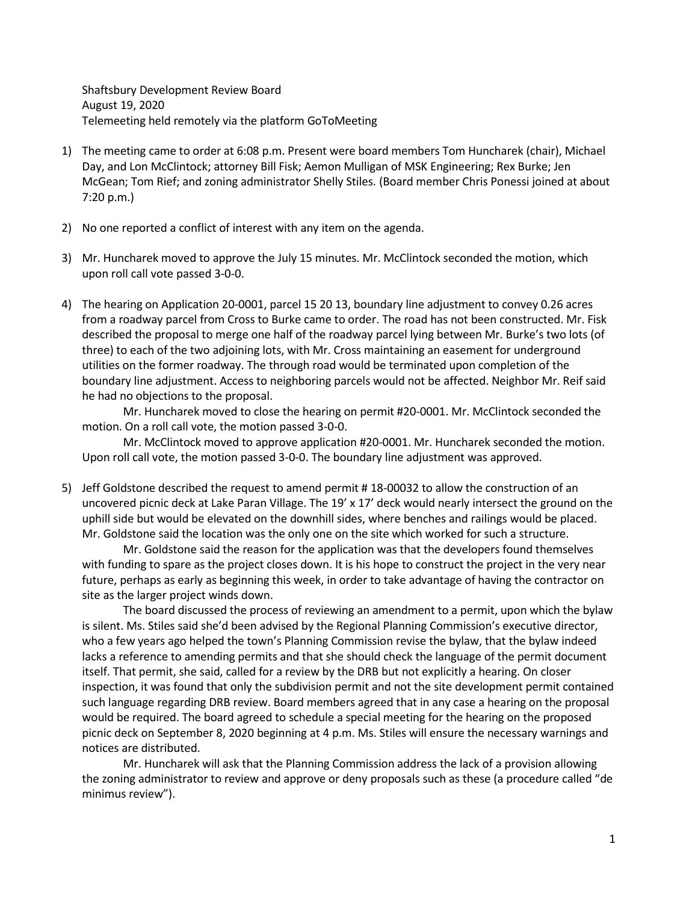Shaftsbury Development Review Board
August 19, 2020
Telemeeting held remotely via the platform GoToMeeting

1) The meeting came to order at 6:08 p.m. Present were board members Tom Huncharek (chair), Michael Day, and Lon McClintock; attorney Bill Fisk; Aemon Mulligan of MSK Engineering; Rex Burke; Jen McGean; Tom Rief; and zoning administrator Shelly Stiles. (Board member Chris Ponessi joined at about 7:20 p.m.)

2) No one reported a conflict of interest with any item on the agenda.

3) Mr. Huncharek moved to approve the July 15 minutes. Mr. McClintock seconded the motion, which upon roll call vote passed 3-0-0.

4) The hearing on Application 20-0001, parcel 15 20 13, boundary line adjustment to convey 0.26 acres from a roadway parcel from Cross to Burke came to order. The road has not been constructed. Mr. Fisk described the proposal to merge one half of the roadway parcel lying between Mr. Burke's two lots (of three) to each of the two adjoining lots, with Mr. Cross maintaining an easement for underground utilities on the former roadway. The through road would be terminated upon completion of the boundary line adjustment. Access to neighboring parcels would not be affected. Neighbor Mr. Reif said he had no objections to the proposal.

   Mr. Huncharek moved to close the hearing on permit #20-0001. Mr. McClintock seconded the motion. On a roll call vote, the motion passed 3-0-0.

   Mr. McClintock moved to approve application #20-0001. Mr. Huncharek seconded the motion. Upon roll call vote, the motion passed 3-0-0. The boundary line adjustment was approved.

5) Jeff Goldstone described the request to amend permit # 18-00032 to allow the construction of an uncovered picnic deck at Lake Paran Village. The 19' x 17' deck would nearly intersect the ground on the uphill side but would be elevated on the downhill sides, where benches and railings would be placed. Mr. Goldstone said the location was the only one on the site which worked for such a structure.

   Mr. Goldstone said the reason for the application was that the developers found themselves with funding to spare as the project closes down. It is his hope to construct the project in the very near future, perhaps as early as beginning this week, in order to take advantage of having the contractor on site as the larger project winds down.

   The board discussed the process of reviewing an amendment to a permit, upon which the bylaw is silent. Ms. Stiles said she'd been advised by the Regional Planning Commission's executive director, who a few years ago helped the town's Planning Commission revise the bylaw, that the bylaw indeed lacks a reference to amending permits and that she should check the language of the permit document itself. That permit, she said, called for a review by the DRB but not explicitly a hearing. On closer inspection, it was found that only the subdivision permit and not the site development permit contained such language regarding DRB review. Board members agreed that in any case a hearing on the proposal would be required. The board agreed to schedule a special meeting for the hearing on the proposed picnic deck on September 8, 2020 beginning at 4 p.m. Ms. Stiles will ensure the necessary warnings and notices are distributed.

   Mr. Huncharek will ask that the Planning Commission address the lack of a provision allowing the zoning administrator to review and approve or deny proposals such as these (a procedure called "de minimus review").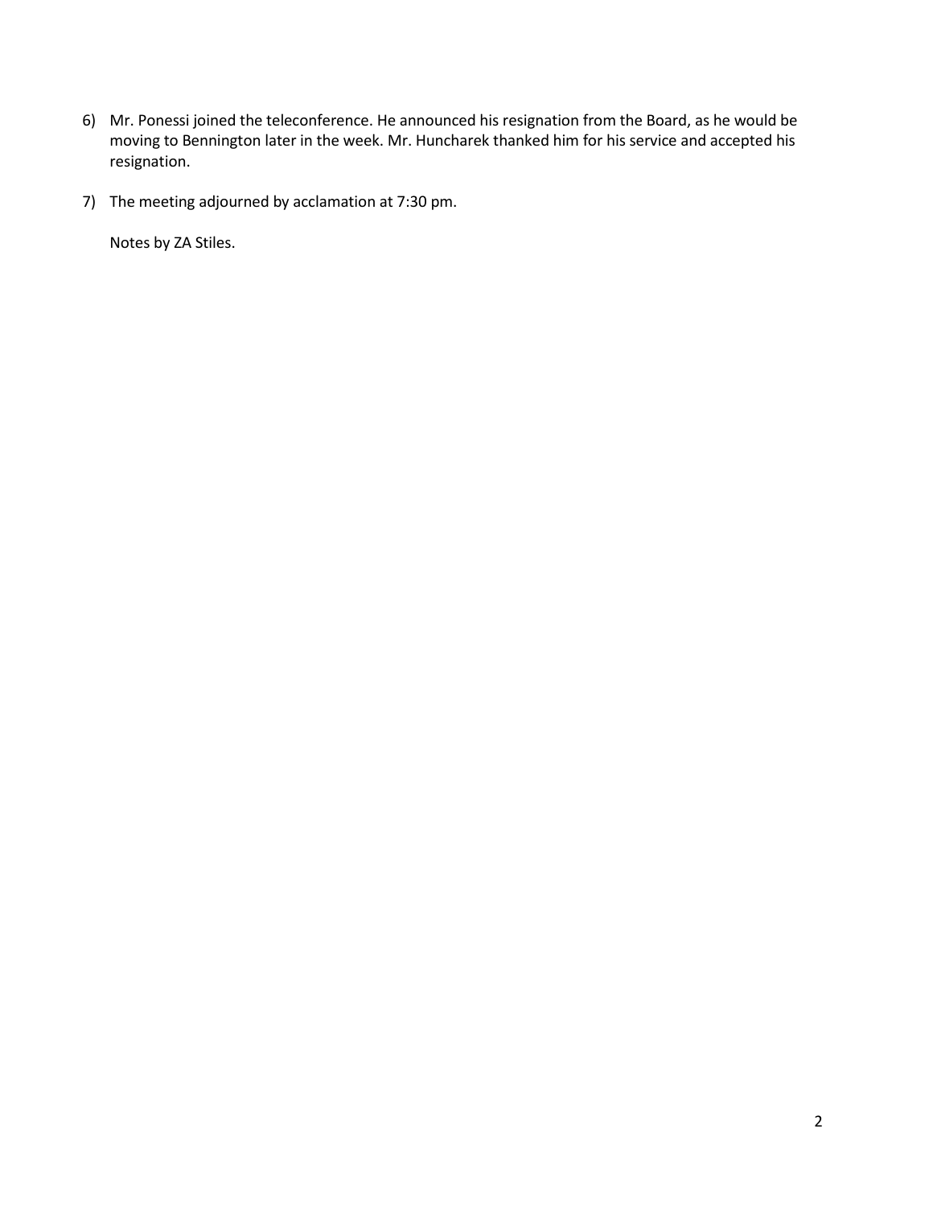6) Mr. Ponessi joined the teleconference. He announced his resignation from the Board, as he would be moving to Bennington later in the week. Mr. Huncharek thanked him for his service and accepted his resignation.

7) The meeting adjourned by acclamation at 7:30 pm.

   Notes by ZA Stiles.